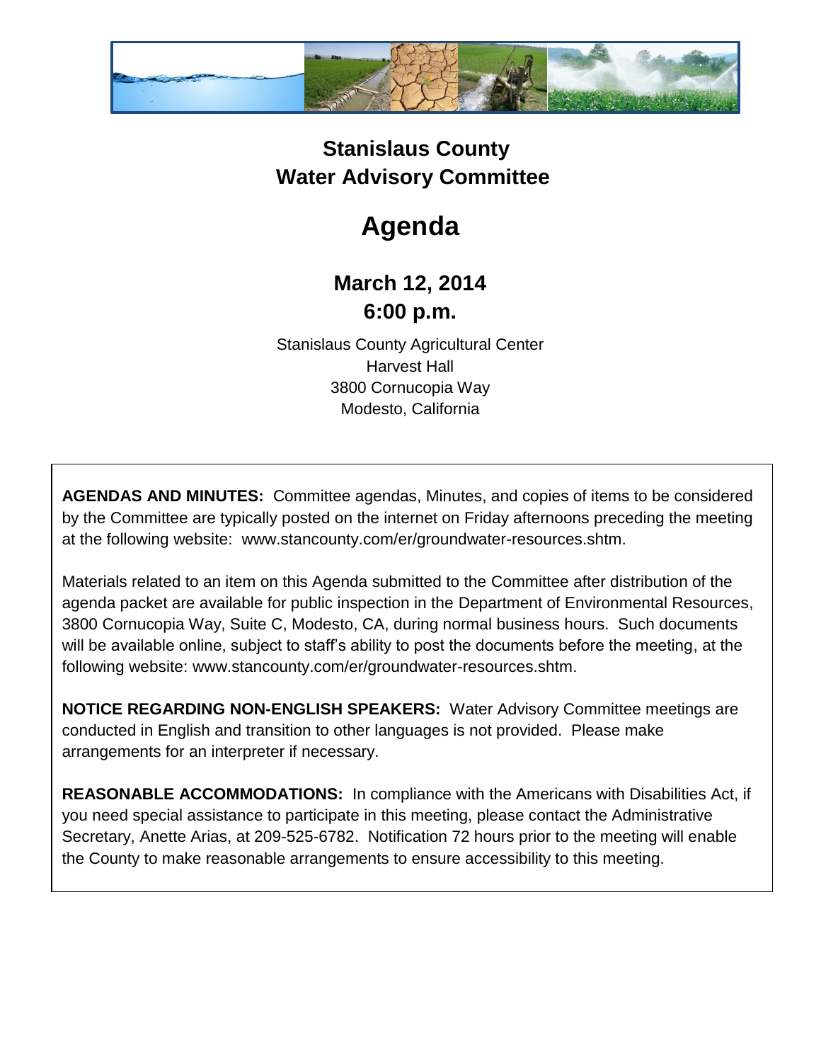# Stanislaus County
# Water Advisory Committee

# Agenda

## March 12, 2014
## 6:00 p.m.

Stanislaus County Agricultural Center
Harvest Hall
3800 Cornucopia Way
Modesto, California

**AGENDAS AND MINUTES:** Committee agendas, Minutes, and copies of items to be considered by the Committee are typically posted on the internet on Friday afternoons preceding the meeting at the following website: www.stancounty.com/er/groundwater-resources.shtm.

Materials related to an item on this Agenda submitted to the Committee after distribution of the agenda packet are available for public inspection in the Department of Environmental Resources, 3800 Cornucopia Way, Suite C, Modesto, CA, during normal business hours. Such documents will be available online, subject to staff's ability to post the documents before the meeting, at the following website: www.stancounty.com/er/groundwater-resources.shtm.

**NOTICE REGARDING NON-ENGLISH SPEAKERS:** Water Advisory Committee meetings are conducted in English and transition to other languages is not provided. Please make arrangements for an interpreter if necessary.

**REASONABLE ACCOMMODATIONS:** In compliance with the Americans with Disabilities Act, if you need special assistance to participate in this meeting, please contact the Administrative Secretary, Anette Arias, at 209-525-6782. Notification 72 hours prior to the meeting will enable the County to make reasonable arrangements to ensure accessibility to this meeting.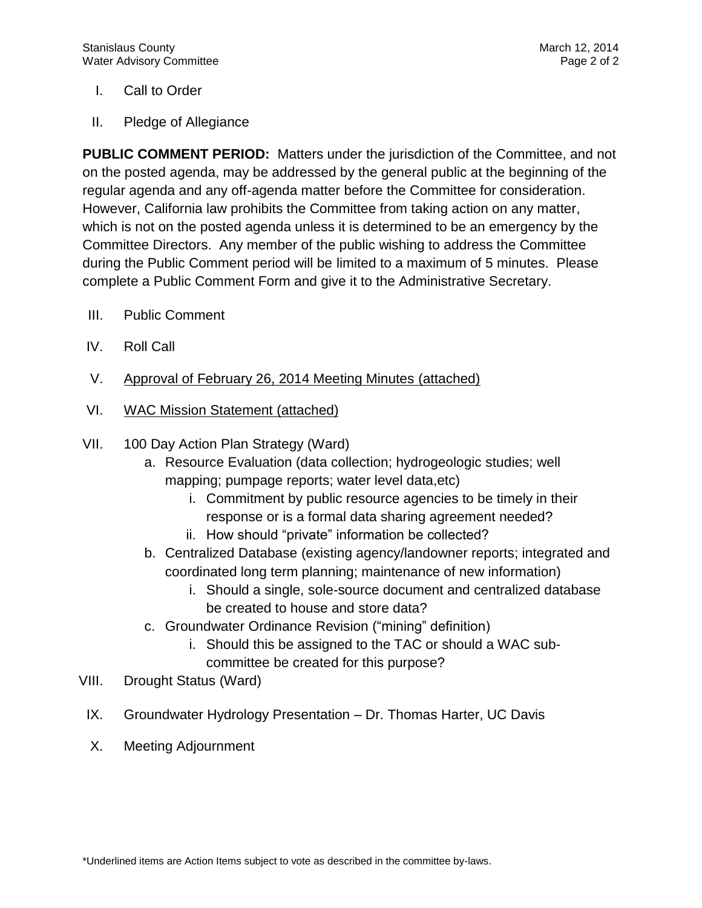I. Call to Order

II. Pledge of Allegiance

**PUBLIC COMMENT PERIOD:** Matters under the jurisdiction of the Committee, and not on the posted agenda, may be addressed by the general public at the beginning of the regular agenda and any off-agenda matter before the Committee for consideration. However, California law prohibits the Committee from taking action on any matter, which is not on the posted agenda unless it is determined to be an emergency by the Committee Directors. Any member of the public wishing to address the Committee during the Public Comment period will be limited to a maximum of 5 minutes. Please complete a Public Comment Form and give it to the Administrative Secretary.

III. Public Comment

IV. Roll Call

V. <u>Approval of February 26, 2014 Meeting Minutes (attached)</u>

VI. <u>WAC Mission Statement (attached)</u>

VII. 100 Day Action Plan Strategy (Ward)

   a. Resource Evaluation (data collection; hydrogeologic studies; well mapping; pumpage reports; water level data,etc)
      i. Commitment by public resource agencies to be timely in their response or is a formal data sharing agreement needed?
      ii. How should "private" information be collected?

   b. Centralized Database (existing agency/landowner reports; integrated and coordinated long term planning; maintenance of new information)
      i. Should a single, sole-source document and centralized database be created to house and store data?

   c. Groundwater Ordinance Revision ("mining" definition)
      i. Should this be assigned to the TAC or should a WAC sub-committee be created for this purpose?

VIII. Drought Status (Ward)

IX. Groundwater Hydrology Presentation – Dr. Thomas Harter, UC Davis

X. Meeting Adjournment

*Underlined items are Action Items subject to vote as described in the committee by-laws.